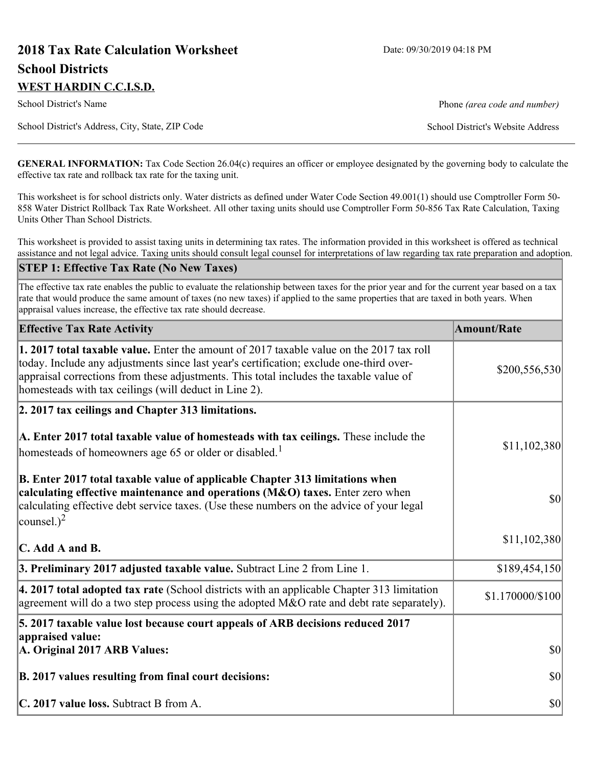# 2018 Tax Rate Calculation Worksheet

Date: 09/30/2019 04:18 PM

## School Districts

**WEST HARDIN C.C.I.S.D.**

School District's Name

Phone *(area code and number)*

School District's Address, City, State, ZIP Code

School District's Website Address

**GENERAL INFORMATION:** Tax Code Section 26.04(c) requires an officer or employee designated by the governing body to calculate the effective tax rate and rollback tax rate for the taxing unit.

This worksheet is for school districts only. Water districts as defined under Water Code Section 49.001(1) should use Comptroller Form 50-858 Water District Rollback Tax Rate Worksheet. All other taxing units should use Comptroller Form 50-856 Tax Rate Calculation, Taxing Units Other Than School Districts.

This worksheet is provided to assist taxing units in determining tax rates. The information provided in this worksheet is offered as technical assistance and not legal advice. Taxing units should consult legal counsel for interpretations of law regarding tax rate preparation and adoption.

### STEP 1: Effective Tax Rate (No New Taxes)

The effective tax rate enables the public to evaluate the relationship between taxes for the prior year and for the current year based on a tax rate that would produce the same amount of taxes (no new taxes) if applied to the same properties that are taxed in both years. When appraisal values increase, the effective tax rate should decrease.

| Effective Tax Rate Activity | Amount/Rate |
|---|---|
| **1. 2017 total taxable value.** Enter the amount of 2017 taxable value on the 2017 tax roll today. Include any adjustments since last year's certification; exclude one-third over-appraisal corrections from these adjustments. This total includes the taxable value of homesteads with tax ceilings (will deduct in Line 2). | $200,556,530 |
| **2. 2017 tax ceilings and Chapter 313 limitations.** | |
| **A. Enter 2017 total taxable value of homesteads with tax ceilings.** These include the homesteads of homeowners age 65 or older or disabled.[1] | $11,102,380 |
| **B. Enter 2017 total taxable value of applicable Chapter 313 limitations when calculating effective maintenance and operations (M&O) taxes.** Enter zero when calculating effective debt service taxes. (Use these numbers on the advice of your legal counsel.)[2] | $0 |
| **C. Add A and B.** | $11,102,380 |
| **3. Preliminary 2017 adjusted taxable value.** Subtract Line 2 from Line 1. | $189,454,150 |
| **4. 2017 total adopted tax rate** (School districts with an applicable Chapter 313 limitation agreement will do a two step process using the adopted M&O rate and debt rate separately). | $1.170000/$100 |
| **5. 2017 taxable value lost because court appeals of ARB decisions reduced 2017 appraised value:** | |
| **A. Original 2017 ARB Values:** | $0 |
| **B. 2017 values resulting from final court decisions:** | $0 |
| **C. 2017 value loss.** Subtract B from A. | $0 |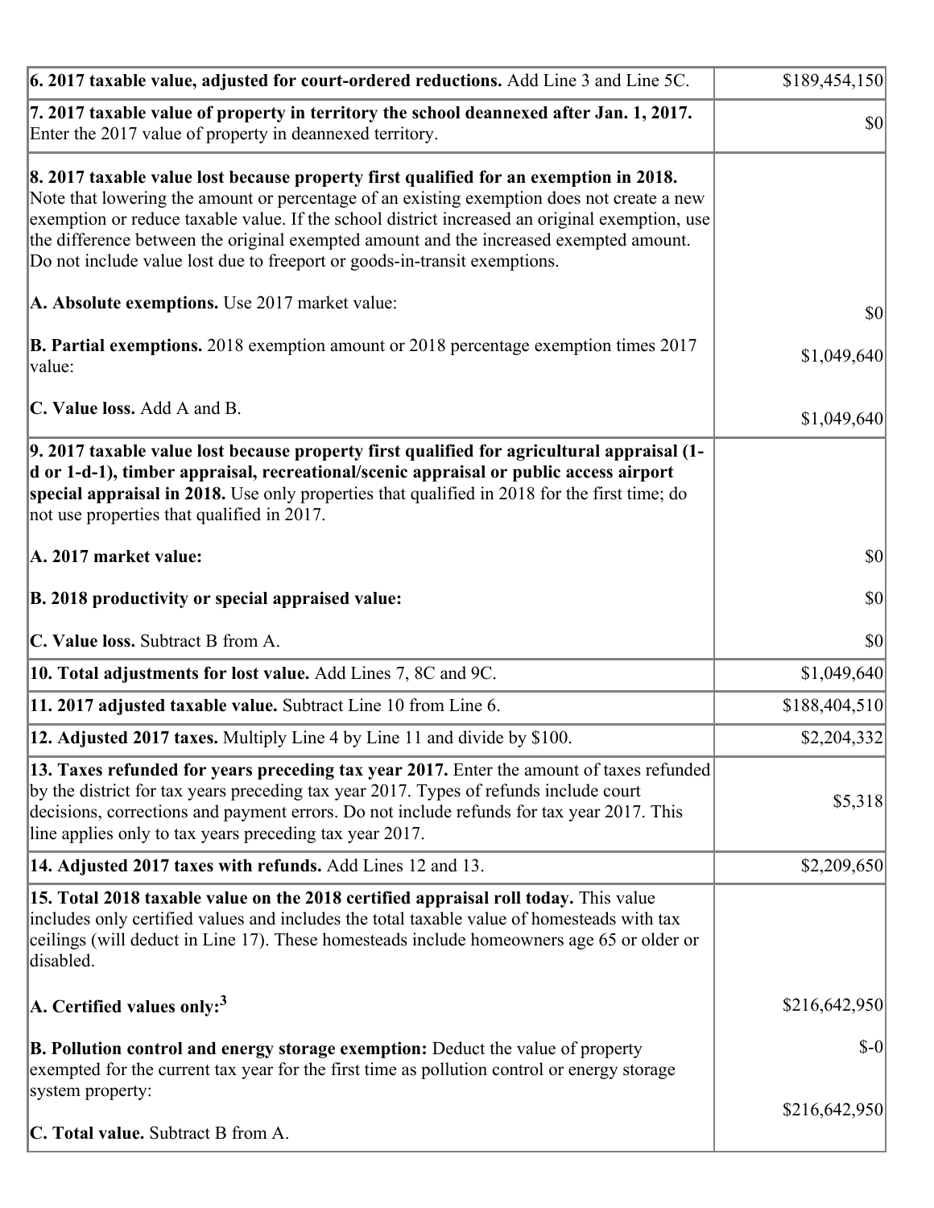| | |
|---|---|
| **6. 2017 taxable value, adjusted for court-ordered reductions.** Add Line 3 and Line 5C. | $189,454,150 |
| **7. 2017 taxable value of property in territory the school deannexed after Jan. 1, 2017.** Enter the 2017 value of property in deannexed territory. | $0 |
| **8. 2017 taxable value lost because property first qualified for an exemption in 2018.** Note that lowering the amount or percentage of an existing exemption does not create a new exemption or reduce taxable value. If the school district increased an original exemption, use the difference between the original exempted amount and the increased exempted amount. Do not include value lost due to freeport or goods-in-transit exemptions.<br><br>**A. Absolute exemptions.** Use 2017 market value:<br><br>**B. Partial exemptions.** 2018 exemption amount or 2018 percentage exemption times 2017 value:<br><br>**C. Value loss.** Add A and B. | <br><br><br><br><br>$0<br><br>$1,049,640<br><br>$1,049,640 |
| **9. 2017 taxable value lost because property first qualified for agricultural appraisal (1-d or 1-d-1), timber appraisal, recreational/scenic appraisal or public access airport special appraisal in 2018.** Use only properties that qualified in 2018 for the first time; do not use properties that qualified in 2017.<br><br>**A. 2017 market value:**<br><br>**B. 2018 productivity or special appraised value:**<br><br>**C. Value loss.** Subtract B from A. | <br><br><br><br>$0<br><br>$0<br><br>$0 |
| **10. Total adjustments for lost value.** Add Lines 7, 8C and 9C. | $1,049,640 |
| **11. 2017 adjusted taxable value.** Subtract Line 10 from Line 6. | $188,404,510 |
| **12. Adjusted 2017 taxes.** Multiply Line 4 by Line 11 and divide by $100. | $2,204,332 |
| **13. Taxes refunded for years preceding tax year 2017.** Enter the amount of taxes refunded by the district for tax years preceding tax year 2017. Types of refunds include court decisions, corrections and payment errors. Do not include refunds for tax year 2017. This line applies only to tax years preceding tax year 2017. | $5,318 |
| **14. Adjusted 2017 taxes with refunds.** Add Lines 12 and 13. | $2,209,650 |
| **15. Total 2018 taxable value on the 2018 certified appraisal roll today.** This value includes only certified values and includes the total taxable value of homesteads with tax ceilings (will deduct in Line 17). These homesteads include homeowners age 65 or older or disabled.<br><br>**A. Certified values only:**[3]<br><br>**B. Pollution control and energy storage exemption:** Deduct the value of property exempted for the current tax year for the first time as pollution control or energy storage system property:<br><br>**C. Total value.** Subtract B from A. | <br><br><br><br>$216,642,950<br><br>$-0<br><br>$216,642,950 |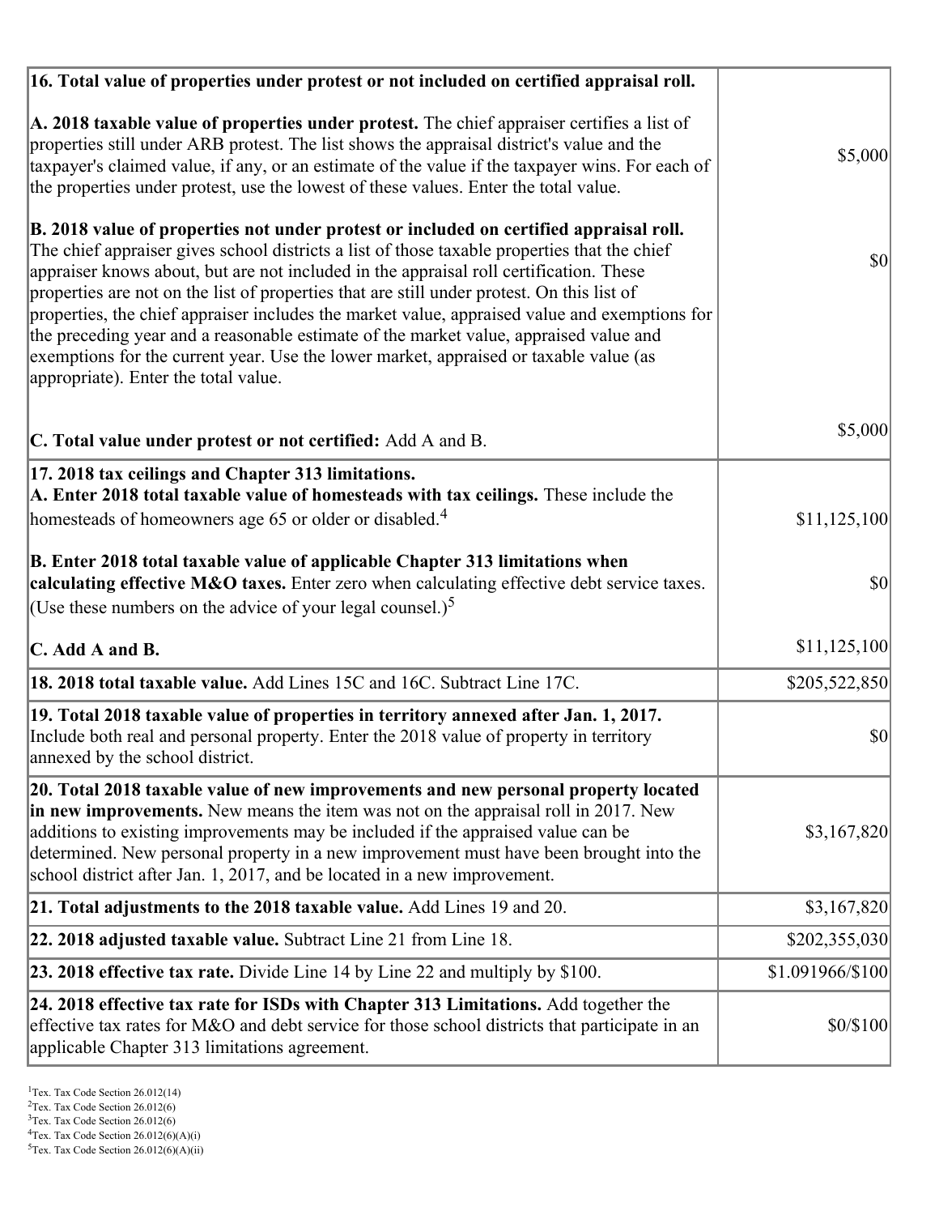| | |
|---|---|
| **16. Total value of properties under protest or not included on certified appraisal roll.** | |
| **A. 2018 taxable value of properties under protest.** The chief appraiser certifies a list of properties still under ARB protest. The list shows the appraisal district's value and the taxpayer's claimed value, if any, or an estimate of the value if the taxpayer wins. For each of the properties under protest, use the lowest of these values. Enter the total value. | $5,000 |
| **B. 2018 value of properties not under protest or included on certified appraisal roll.** The chief appraiser gives school districts a list of those taxable properties that the chief appraiser knows about, but are not included in the appraisal roll certification. These properties are not on the list of properties that are still under protest. On this list of properties, the chief appraiser includes the market value, appraised value and exemptions for the preceding year and a reasonable estimate of the market value, appraised value and exemptions for the current year. Use the lower market, appraised or taxable value (as appropriate). Enter the total value. | $0 |
| **C. Total value under protest or not certified:** Add A and B. | $5,000 |
| **17. 2018 tax ceilings and Chapter 313 limitations.** | |
| **A. Enter 2018 total taxable value of homesteads with tax ceilings.** These include the homesteads of homeowners age 65 or older or disabled.[4] | $11,125,100 |
| **B. Enter 2018 total taxable value of applicable Chapter 313 limitations when calculating effective M&O taxes.** Enter zero when calculating effective debt service taxes. (Use these numbers on the advice of your legal counsel.)[5] | $0 |
| **C. Add A and B.** | $11,125,100 |
| **18. 2018 total taxable value.** Add Lines 15C and 16C. Subtract Line 17C. | $205,522,850 |
| **19. Total 2018 taxable value of properties in territory annexed after Jan. 1, 2017.** Include both real and personal property. Enter the 2018 value of property in territory annexed by the school district. | $0 |
| **20. Total 2018 taxable value of new improvements and new personal property located in new improvements.** New means the item was not on the appraisal roll in 2017. New additions to existing improvements may be included if the appraised value can be determined. New personal property in a new improvement must have been brought into the school district after Jan. 1, 2017, and be located in a new improvement. | $3,167,820 |
| **21. Total adjustments to the 2018 taxable value.** Add Lines 19 and 20. | $3,167,820 |
| **22. 2018 adjusted taxable value.** Subtract Line 21 from Line 18. | $202,355,030 |
| **23. 2018 effective tax rate.** Divide Line 14 by Line 22 and multiply by $100. | $1.091966/$100 |
| **24. 2018 effective tax rate for ISDs with Chapter 313 Limitations.** Add together the effective tax rates for M&O and debt service for those school districts that participate in an applicable Chapter 313 limitations agreement. | $0/$100 |

[1]Tex. Tax Code Section 26.012(14)
[2]Tex. Tax Code Section 26.012(6)
[3]Tex. Tax Code Section 26.012(6)
[4]Tex. Tax Code Section 26.012(6)(A)(i)
[5]Tex. Tax Code Section 26.012(6)(A)(ii)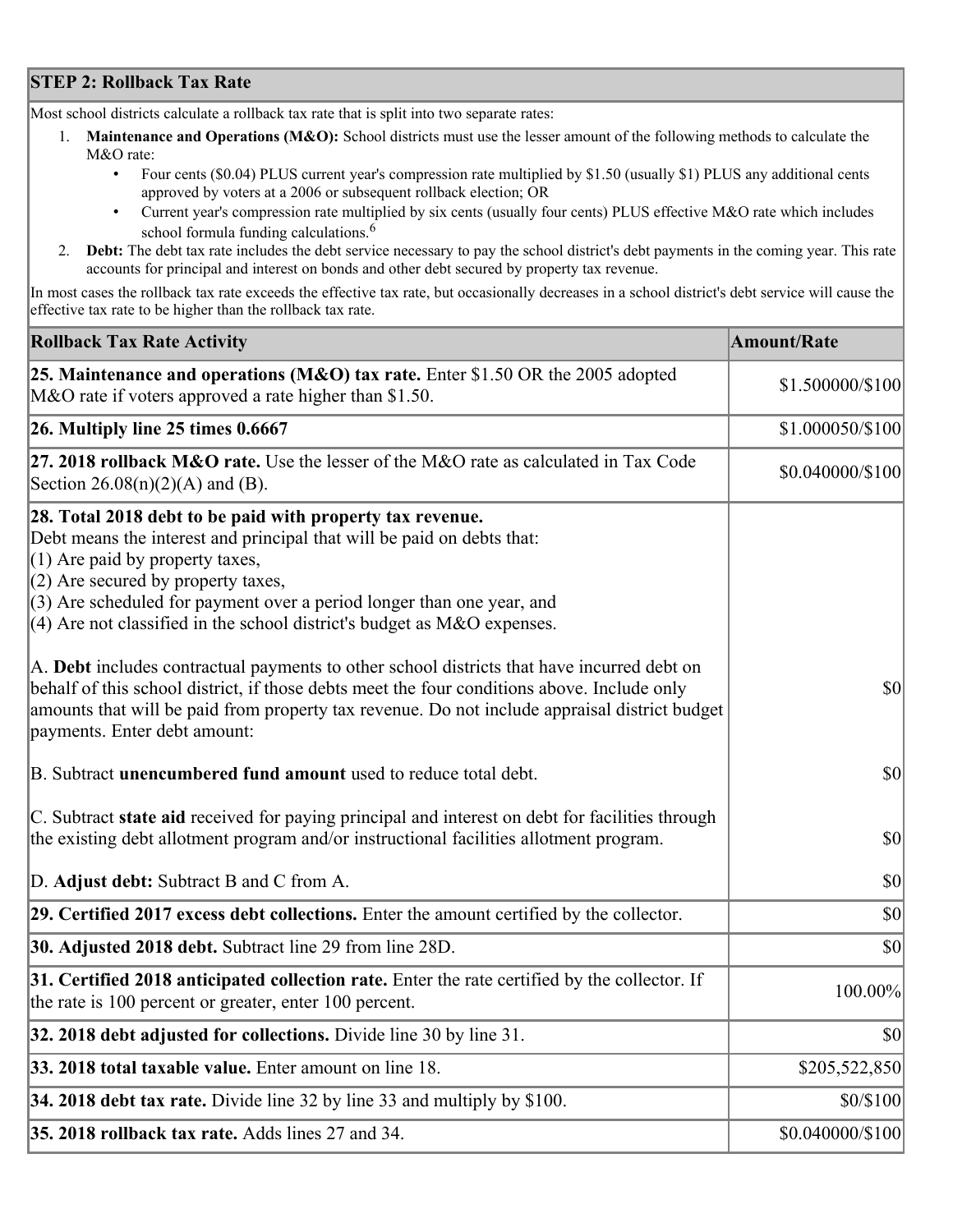## STEP 2: Rollback Tax Rate

Most school districts calculate a rollback tax rate that is split into two separate rates:

1. **Maintenance and Operations (M&O):** School districts must use the lesser amount of the following methods to calculate the M&O rate:
   - Four cents ($0.04) PLUS current year's compression rate multiplied by $1.50 (usually $1) PLUS any additional cents approved by voters at a 2006 or subsequent rollback election; OR
   - Current year's compression rate multiplied by six cents (usually four cents) PLUS effective M&O rate which includes school formula funding calculations.[6]
2. **Debt:** The debt tax rate includes the debt service necessary to pay the school district's debt payments in the coming year. This rate accounts for principal and interest on bonds and other debt secured by property tax revenue.

In most cases the rollback tax rate exceeds the effective tax rate, but occasionally decreases in a school district's debt service will cause the effective tax rate to be higher than the rollback tax rate.

| Rollback Tax Rate Activity | Amount/Rate |
|---|---|
| **25. Maintenance and operations (M&O) tax rate.** Enter $1.50 OR the 2005 adopted M&O rate if voters approved a rate higher than $1.50. | $1.500000/$100 |
| **26. Multiply line 25 times 0.6667** | $1.000050/$100 |
| **27. 2018 rollback M&O rate.** Use the lesser of the M&O rate as calculated in Tax Code Section 26.08(n)(2)(A) and (B). | $0.040000/$100 |
| **28. Total 2018 debt to be paid with property tax revenue.** Debt means the interest and principal that will be paid on debts that:<br>(1) Are paid by property taxes,<br>(2) Are secured by property taxes,<br>(3) Are scheduled for payment over a period longer than one year, and<br>(4) Are not classified in the school district's budget as M&O expenses.<br><br>A. **Debt** includes contractual payments to other school districts that have incurred debt on behalf of this school district, if those debts meet the four conditions above. Include only amounts that will be paid from property tax revenue. Do not include appraisal district budget payments. Enter debt amount: | $0 |
| B. Subtract **unencumbered fund amount** used to reduce total debt. | $0 |
| C. Subtract **state aid** received for paying principal and interest on debt for facilities through the existing debt allotment program and/or instructional facilities allotment program. | $0 |
| D. **Adjust debt:** Subtract B and C from A. | $0 |
| **29. Certified 2017 excess debt collections.** Enter the amount certified by the collector. | $0 |
| **30. Adjusted 2018 debt.** Subtract line 29 from line 28D. | $0 |
| **31. Certified 2018 anticipated collection rate.** Enter the rate certified by the collector. If the rate is 100 percent or greater, enter 100 percent. | 100.00% |
| **32. 2018 debt adjusted for collections.** Divide line 30 by line 31. | $0 |
| **33. 2018 total taxable value.** Enter amount on line 18. | $205,522,850 |
| **34. 2018 debt tax rate.** Divide line 32 by line 33 and multiply by $100. | $0/$100 |
| **35. 2018 rollback tax rate.** Adds lines 27 and 34. | $0.040000/$100 |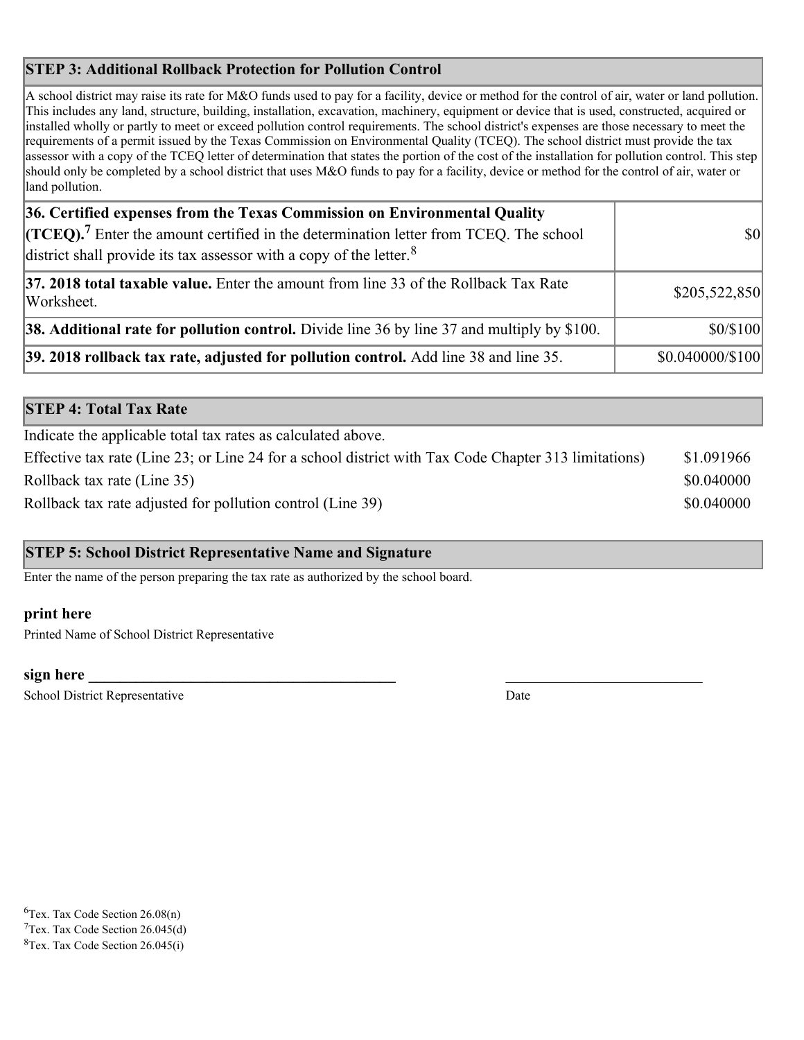## STEP 3: Additional Rollback Protection for Pollution Control

A school district may raise its rate for M&O funds used to pay for a facility, device or method for the control of air, water or land pollution. This includes any land, structure, building, installation, excavation, machinery, equipment or device that is used, constructed, acquired or installed wholly or partly to meet or exceed pollution control requirements. The school district's expenses are those necessary to meet the requirements of a permit issued by the Texas Commission on Environmental Quality (TCEQ). The school district must provide the tax assessor with a copy of the TCEQ letter of determination that states the portion of the cost of the installation for pollution control. This step should only be completed by a school district that uses M&O funds to pay for a facility, device or method for the control of air, water or land pollution.

| | |
|---|---|
| **36. Certified expenses from the Texas Commission on Environmental Quality (TCEQ).**[7] Enter the amount certified in the determination letter from TCEQ. The school district shall provide its tax assessor with a copy of the letter.[8] | $0 |
| **37. 2018 total taxable value.** Enter the amount from line 33 of the Rollback Tax Rate Worksheet. | $205,522,850 |
| **38. Additional rate for pollution control.** Divide line 36 by line 37 and multiply by $100. | $0/$100 |
| **39. 2018 rollback tax rate, adjusted for pollution control.** Add line 38 and line 35. | $0.040000/$100 |

## STEP 4: Total Tax Rate

Indicate the applicable total tax rates as calculated above.

| | |
|---|---|
| Effective tax rate (Line 23; or Line 24 for a school district with Tax Code Chapter 313 limitations) | $1.091966 |
| Rollback tax rate (Line 35) | $0.040000 |
| Rollback tax rate adjusted for pollution control (Line 39) | $0.040000 |

## STEP 5: School District Representative Name and Signature

Enter the name of the person preparing the tax rate as authorized by the school board.

**print here**

Printed Name of School District Representative

**sign here** ________________________________________ ____________________________

School District Representative Date

[6] Tex. Tax Code Section 26.08(n)
[7] Tex. Tax Code Section 26.045(d)
[8] Tex. Tax Code Section 26.045(i)